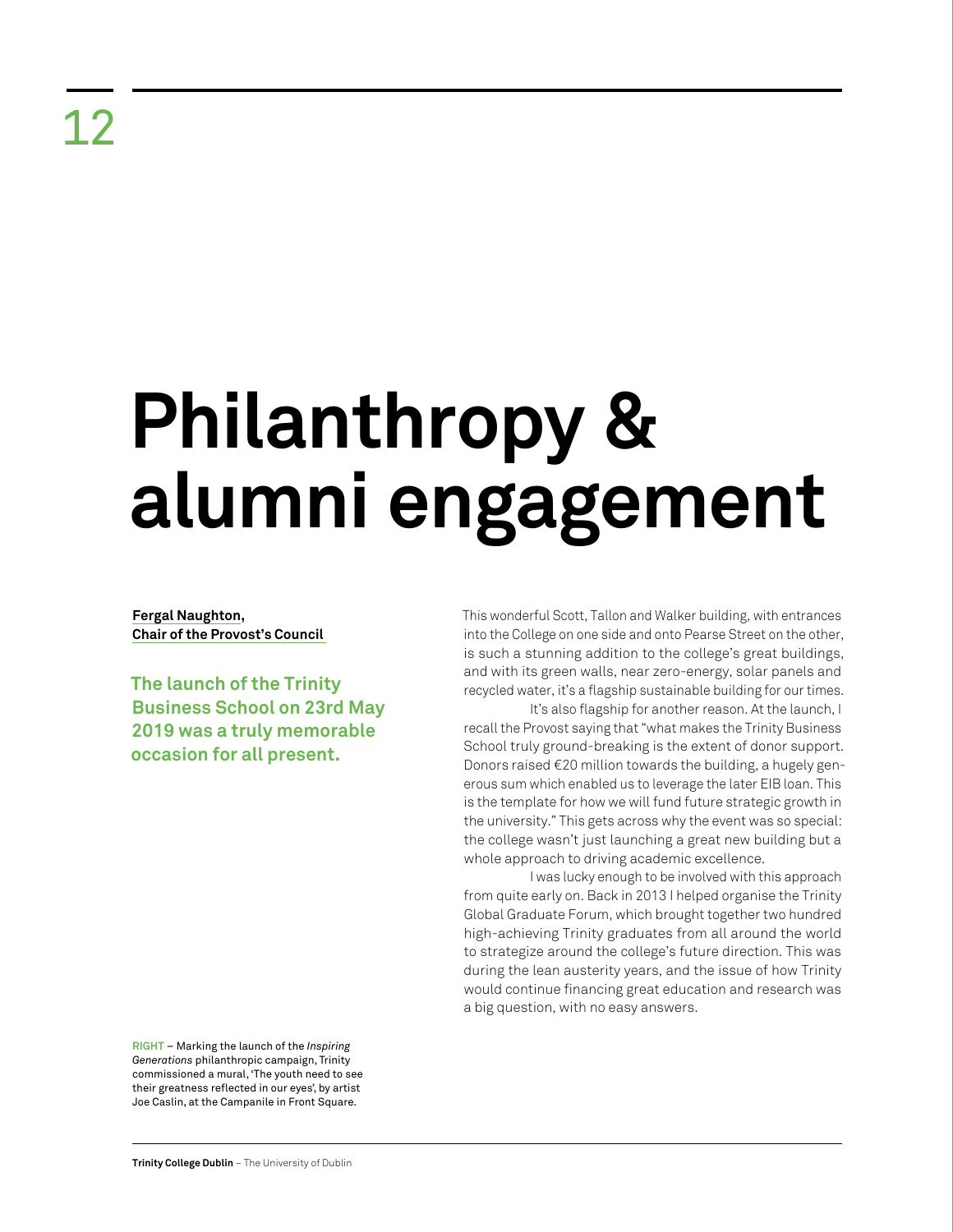12

# Philanthropy & alumni engagement

**Fergal Naughton, Chair of the Provost's Council**

**The launch of the Trinity Business School on 23rd May 2019 was a truly memorable occasion for all present.**

This wonderful Scott, Tallon and Walker building, with entrances into the College on one side and onto Pearse Street on the other, is such a stunning addition to the college's great buildings, and with its green walls, near zero-energy, solar panels and recycled water, it's a flagship sustainable building for our times.

It's also flagship for another reason. At the launch, I recall the Provost saying that "what makes the Trinity Business School truly ground-breaking is the extent of donor support. Donors raised €20 million towards the building, a hugely generous sum which enabled us to leverage the later EIB loan. This is the template for how we will fund future strategic growth in the university." This gets across why the event was so special: the college wasn't just launching a great new building but a whole approach to driving academic excellence.

I was lucky enough to be involved with this approach from quite early on. Back in 2013 I helped organise the Trinity Global Graduate Forum, which brought together two hundred high-achieving Trinity graduates from all around the world to strategize around the college's future direction. This was during the lean austerity years, and the issue of how Trinity would continue financing great education and research was a big question, with no easy answers.

**RIGHT** – Marking the launch of the *Inspiring Generations* philanthropic campaign, Trinity commissioned a mural, 'The youth need to see their greatness reflected in our eyes', by artist Joe Caslin, at the Campanile in Front Square.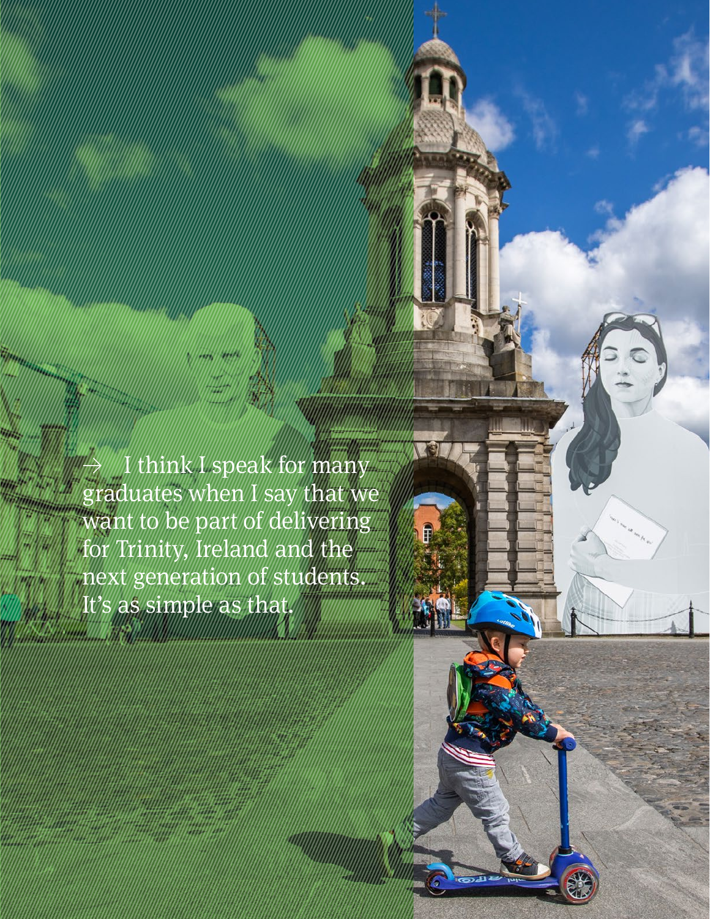→ I think I speak for many graduates when I say that we want to be part of delivering for Trinity, Ireland and the next generation of students. It's as simple as that.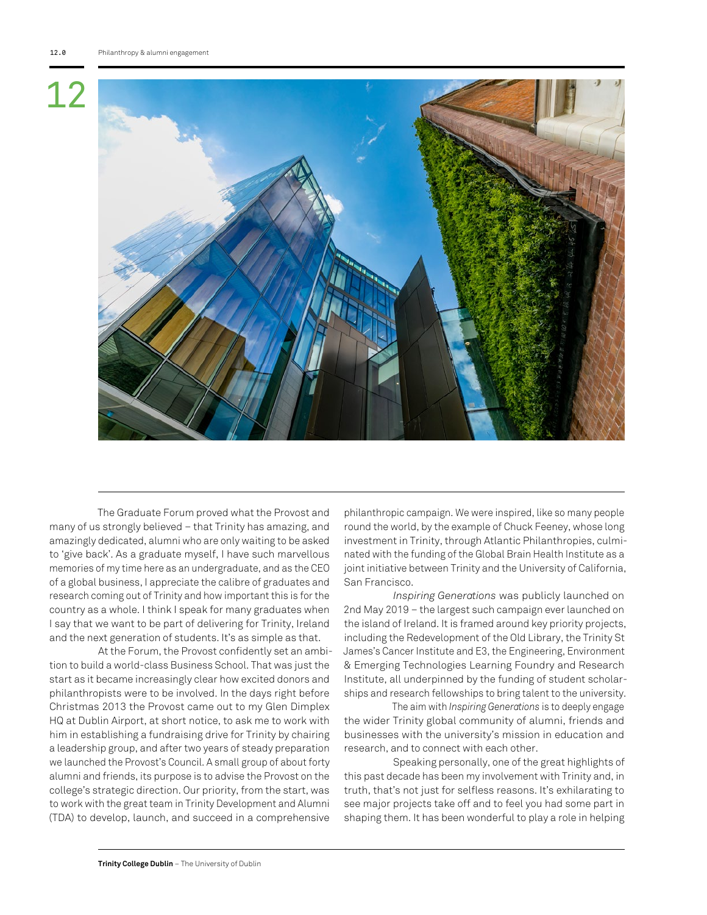The Graduate Forum proved what the Provost and many of us strongly believed – that Trinity has amazing, and amazingly dedicated, alumni who are only waiting to be asked to 'give back'. As a graduate myself, I have such marvellous memories of my time here as an undergraduate, and as the CEO of a global business, I appreciate the calibre of graduates and research coming out of Trinity and how important this is for the country as a whole. I think I speak for many graduates when I say that we want to be part of delivering for Trinity, Ireland and the next generation of students. It's as simple as that.

At the Forum, the Provost confidently set an ambition to build a world-class Business School. That was just the start as it became increasingly clear how excited donors and philanthropists were to be involved. In the days right before Christmas 2013 the Provost came out to my Glen Dimplex HQ at Dublin Airport, at short notice, to ask me to work with him in establishing a fundraising drive for Trinity by chairing a leadership group, and after two years of steady preparation we launched the Provost's Council. A small group of about forty alumni and friends, its purpose is to advise the Provost on the college's strategic direction. Our priority, from the start, was to work with the great team in Trinity Development and Alumni (TDA) to develop, launch, and succeed in a comprehensive philanthropic campaign. We were inspired, like so many people round the world, by the example of Chuck Feeney, whose long investment in Trinity, through Atlantic Philanthropies, culminated with the funding of the Global Brain Health Institute as a joint initiative between Trinity and the University of California, San Francisco.

*Inspiring Generations* was publicly launched on 2nd May 2019 – the largest such campaign ever launched on the island of Ireland. It is framed around key priority projects, including the Redevelopment of the Old Library, the Trinity St James's Cancer Institute and E3, the Engineering, Environment & Emerging Technologies Learning Foundry and Research Institute, all underpinned by the funding of student scholarships and research fellowships to bring talent to the university.

The aim with *Inspiring Generations* is to deeply engage the wider Trinity global community of alumni, friends and businesses with the university's mission in education and research, and to connect with each other.

Speaking personally, one of the great highlights of this past decade has been my involvement with Trinity and, in truth, that's not just for selfless reasons. It's exhilarating to see major projects take off and to feel you had some part in shaping them. It has been wonderful to play a role in helping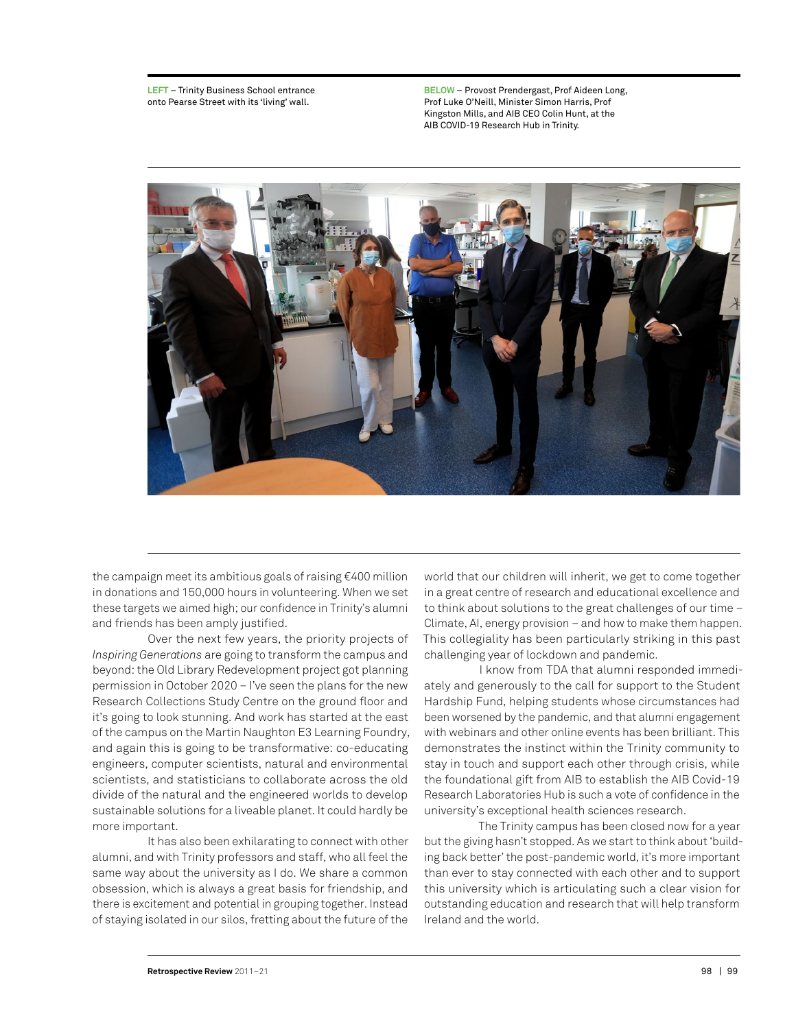**LEFT** – Trinity Business School entrance onto Pearse Street with its 'living' wall.

**BELOW** – Provost Prendergast, Prof Aideen Long, Prof Luke O'Neill, Minister Simon Harris, Prof Kingston Mills, and AIB CEO Colin Hunt, at the AIB COVID-19 Research Hub in Trinity.

the campaign meet its ambitious goals of raising €400 million in donations and 150,000 hours in volunteering. When we set these targets we aimed high; our confidence in Trinity's alumni and friends has been amply justified.

Over the next few years, the priority projects of *Inspiring Generations* are going to transform the campus and beyond: the Old Library Redevelopment project got planning permission in October 2020 – I've seen the plans for the new Research Collections Study Centre on the ground floor and it's going to look stunning. And work has started at the east of the campus on the Martin Naughton E3 Learning Foundry, and again this is going to be transformative: co-educating engineers, computer scientists, natural and environmental scientists, and statisticians to collaborate across the old divide of the natural and the engineered worlds to develop sustainable solutions for a liveable planet. It could hardly be more important.

It has also been exhilarating to connect with other alumni, and with Trinity professors and staff, who all feel the same way about the university as I do. We share a common obsession, which is always a great basis for friendship, and there is excitement and potential in grouping together. Instead of staying isolated in our silos, fretting about the future of the world that our children will inherit, we get to come together in a great centre of research and educational excellence and to think about solutions to the great challenges of our time – Climate, AI, energy provision – and how to make them happen. This collegiality has been particularly striking in this past challenging year of lockdown and pandemic.

I know from TDA that alumni responded immediately and generously to the call for support to the Student Hardship Fund, helping students whose circumstances had been worsened by the pandemic, and that alumni engagement with webinars and other online events has been brilliant. This demonstrates the instinct within the Trinity community to stay in touch and support each other through crisis, while the foundational gift from AIB to establish the AIB Covid-19 Research Laboratories Hub is such a vote of confidence in the university's exceptional health sciences research.

The Trinity campus has been closed now for a year but the giving hasn't stopped. As we start to think about 'building back better' the post-pandemic world, it's more important than ever to stay connected with each other and to support this university which is articulating such a clear vision for outstanding education and research that will help transform Ireland and the world.